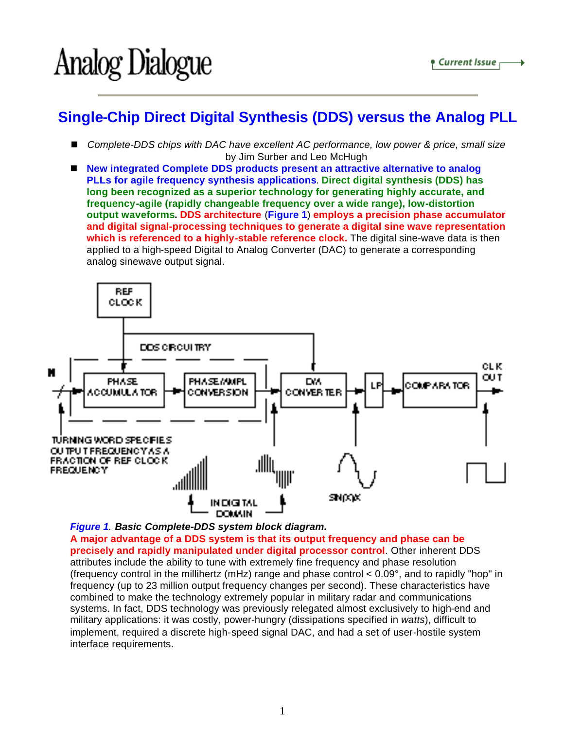Analog Dialogue

# Single-Chip Direct Digital Synthesis (DDS) versus the Analog PLL

- *Complete-DDS chips with DAC have excellent AC performance, low power & price, small size*
  by Jim Surber and Leo McHugh
- **New integrated Complete DDS products present an attractive alternative to analog PLLs for agile frequency synthesis applications**. **Direct digital synthesis (DDS) has long been recognized as a superior technology for generating highly accurate, and frequency-agile (rapidly changeable frequency over a wide range), low-distortion output waveforms. DDS architecture** (**Figure 1**) **employs a precision phase accumulator and digital signal-processing techniques to generate a digital sine wave representation which is referenced to a highly-stable reference clock.** The digital sine-wave data is then applied to a high-speed Digital to Analog Converter (DAC) to generate a corresponding analog sinewave output signal.

***Figure 1**. Basic Complete-DDS system block diagram.*

**A major advantage of a DDS system is that its output frequency and phase can be precisely and rapidly manipulated under digital processor control**. Other inherent DDS attributes include the ability to tune with extremely fine frequency and phase resolution (frequency control in the millihertz (mHz) range and phase control < 0.09°, and to rapidly "hop" in frequency (up to 23 million output frequency changes per second). These characteristics have combined to make the technology extremely popular in military radar and communications systems. In fact, DDS technology was previously relegated almost exclusively to high-end and military applications: it was costly, power-hungry (dissipations specified in *watts*), difficult to implement, required a discrete high-speed signal DAC, and had a set of user-hostile system interface requirements.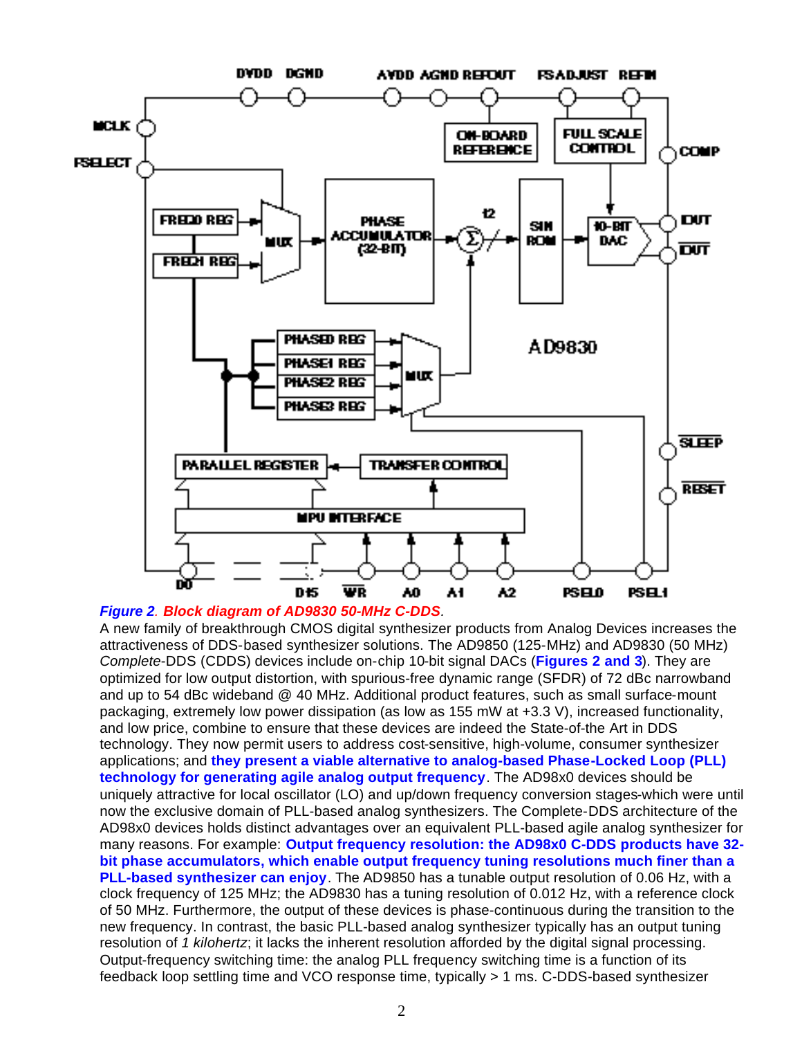**_Figure 2_. _Block diagram of AD9830 50-MHz C-DDS_.**

A new family of breakthrough CMOS digital synthesizer products from Analog Devices increases the attractiveness of DDS-based synthesizer solutions. The AD9850 (125-MHz) and AD9830 (50 MHz) *Complete*-DDS (CDDS) devices include on-chip 10-bit signal DACs (**Figures 2 and 3**). They are optimized for low output distortion, with spurious-free dynamic range (SFDR) of 72 dBc narrowband and up to 54 dBc wideband @ 40 MHz. Additional product features, such as small surface-mount packaging, extremely low power dissipation (as low as 155 mW at +3.3 V), increased functionality, and low price, combine to ensure that these devices are indeed the State-of-the Art in DDS technology. They now permit users to address cost-sensitive, high-volume, consumer synthesizer applications; and **they present a viable alternative to analog-based Phase-Locked Loop (PLL) technology for generating agile analog output frequency**. The AD98x0 devices should be uniquely attractive for local oscillator (LO) and up/down frequency conversion stages-which were until now the exclusive domain of PLL-based analog synthesizers. The Complete-DDS architecture of the AD98x0 devices holds distinct advantages over an equivalent PLL-based agile analog synthesizer for many reasons. For example: **Output frequency resolution: the AD98x0 C-DDS products have 32-bit phase accumulators, which enable output frequency tuning resolutions much finer than a PLL-based synthesizer can enjoy**. The AD9850 has a tunable output resolution of 0.06 Hz, with a clock frequency of 125 MHz; the AD9830 has a tuning resolution of 0.012 Hz, with a reference clock of 50 MHz. Furthermore, the output of these devices is phase-continuous during the transition to the new frequency. In contrast, the basic PLL-based analog synthesizer typically has an output tuning resolution of *1 kilohertz*; it lacks the inherent resolution afforded by the digital signal processing. Output-frequency switching time: the analog PLL frequency switching time is a function of its feedback loop settling time and VCO response time, typically > 1 ms. C-DDS-based synthesizer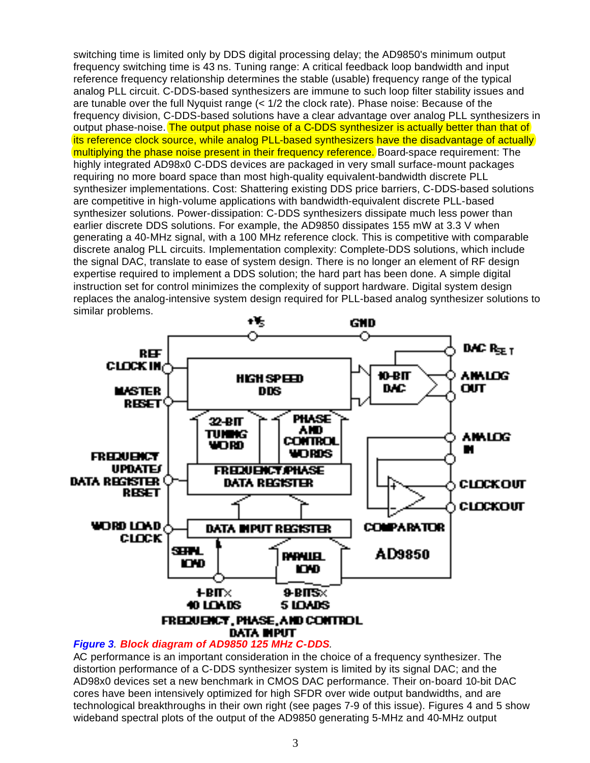switching time is limited only by DDS digital processing delay; the AD9850's minimum output frequency switching time is 43 ns. Tuning range: A critical feedback loop bandwidth and input reference frequency relationship determines the stable (usable) frequency range of the typical analog PLL circuit. C-DDS-based synthesizers are immune to such loop filter stability issues and are tunable over the full Nyquist range (< 1/2 the clock rate). Phase noise: Because of the frequency division, C-DDS-based solutions have a clear advantage over analog PLL synthesizers in output phase-noise. The output phase noise of a C-DDS synthesizer is actually better than that of its reference clock source, while analog PLL-based synthesizers have the disadvantage of actually multiplying the phase noise present in their frequency reference. Board-space requirement: The highly integrated AD98x0 C-DDS devices are packaged in very small surface-mount packages requiring no more board space than most high-quality equivalent-bandwidth discrete PLL synthesizer implementations. Cost: Shattering existing DDS price barriers, C-DDS-based solutions are competitive in high-volume applications with bandwidth-equivalent discrete PLL-based synthesizer solutions. Power-dissipation: C-DDS synthesizers dissipate much less power than earlier discrete DDS solutions. For example, the AD9850 dissipates 155 mW at 3.3 V when generating a 40-MHz signal, with a 100 MHz reference clock. This is competitive with comparable discrete analog PLL circuits. Implementation complexity: Complete-DDS solutions, which include the signal DAC, translate to ease of system design. There is no longer an element of RF design expertise required to implement a DDS solution; the hard part has been done. A simple digital instruction set for control minimizes the complexity of support hardware. Digital system design replaces the analog-intensive system design required for PLL-based analog synthesizer solutions to similar problems.

*Figure 3. Block diagram of AD9850 125 MHz C-DDS.*

AC performance is an important consideration in the choice of a frequency synthesizer. The distortion performance of a C-DDS synthesizer system is limited by its signal DAC; and the AD98x0 devices set a new benchmark in CMOS DAC performance. Their on-board 10-bit DAC cores have been intensively optimized for high SFDR over wide output bandwidths, and are technological breakthroughs in their own right (see pages 7-9 of this issue). Figures 4 and 5 show wideband spectral plots of the output of the AD9850 generating 5-MHz and 40-MHz output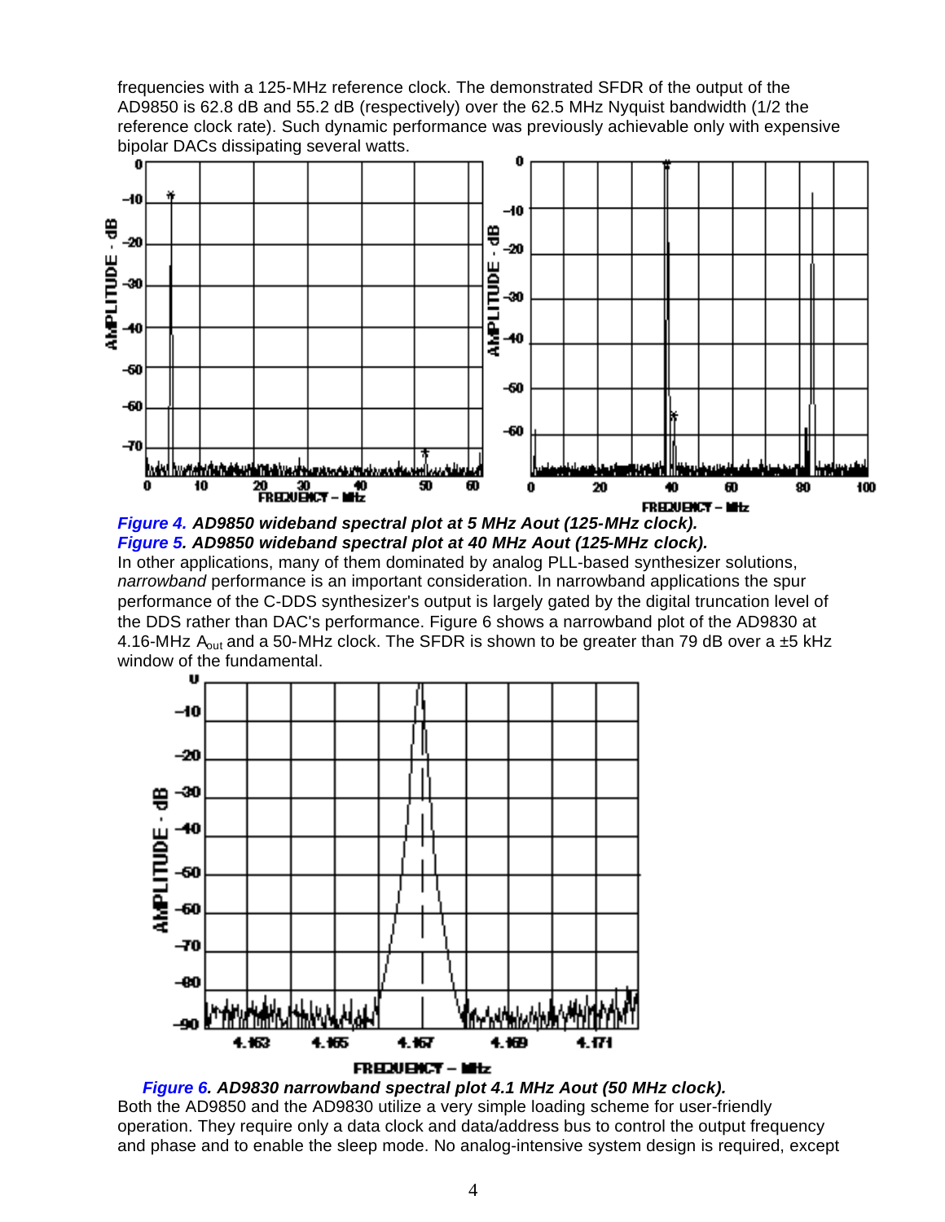frequencies with a 125-MHz reference clock. The demonstrated SFDR of the output of the AD9850 is 62.8 dB and 55.2 dB (respectively) over the 62.5 MHz Nyquist bandwidth (1/2 the reference clock rate). Such dynamic performance was previously achievable only with expensive bipolar DACs dissipating several watts.

***Figure 4.*** ***AD9850 wideband spectral plot at 5 MHz Aout (125-MHz clock).***
***Figure 5.*** ***AD9850 wideband spectral plot at 40 MHz Aout (125-MHz clock).***

In other applications, many of them dominated by analog PLL-based synthesizer solutions, *narrowband* performance is an important consideration. In narrowband applications the spur performance of the C-DDS synthesizer's output is largely gated by the digital truncation level of the DDS rather than DAC's performance. Figure 6 shows a narrowband plot of the AD9830 at 4.16-MHz $A_{out}$ and a 50-MHz clock. The SFDR is shown to be greater than 79 dB over a ±5 kHz window of the fundamental.

***Figure 6. AD9830 narrowband spectral plot 4.1 MHz Aout (50 MHz clock).***

Both the AD9850 and the AD9830 utilize a very simple loading scheme for user-friendly operation. They require only a data clock and data/address bus to control the output frequency and phase and to enable the sleep mode. No analog-intensive system design is required, except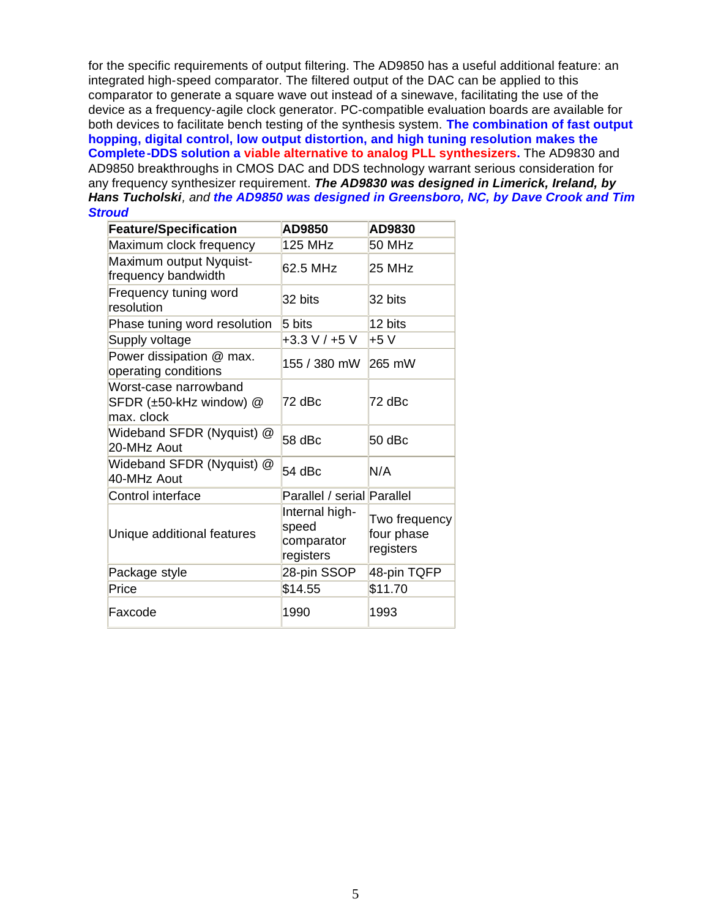for the specific requirements of output filtering. The AD9850 has a useful additional feature: an integrated high-speed comparator. The filtered output of the DAC can be applied to this comparator to generate a square wave out instead of a sinewave, facilitating the use of the device as a frequency-agile clock generator. PC-compatible evaluation boards are available for both devices to facilitate bench testing of the synthesis system. **The combination of fast output hopping, digital control, low output distortion, and high tuning resolution makes the Complete-DDS solution a viable alternative to analog PLL synthesizers.** The AD9830 and AD9850 breakthroughs in CMOS DAC and DDS technology warrant serious consideration for any frequency synthesizer requirement. ***The AD9830 was designed in Limerick, Ireland, by Hans Tucholski****, and* ***the AD9850 was designed in Greensboro, NC, by Dave Crook and Tim Stroud***

| Feature/Specification | AD9850 | AD9830 |
| --- | --- | --- |
| Maximum clock frequency | 125 MHz | 50 MHz |
| Maximum output Nyquist-frequency bandwidth | 62.5 MHz | 25 MHz |
| Frequency tuning word resolution | 32 bits | 32 bits |
| Phase tuning word resolution | 5 bits | 12 bits |
| Supply voltage | +3.3 V / +5 V | +5 V |
| Power dissipation @ max. operating conditions | 155 / 380 mW | 265 mW |
| Worst-case narrowband SFDR (±50-kHz window) @ max. clock | 72 dBc | 72 dBc |
| Wideband SFDR (Nyquist) @ 20-MHz Aout | 58 dBc | 50 dBc |
| Wideband SFDR (Nyquist) @ 40-MHz Aout | 54 dBc | N/A |
| Control interface | Parallel / serial | Parallel |
| Unique additional features | Internal high-speed comparator registers | Two frequency four phase registers |
| Package style | 28-pin SSOP | 48-pin TQFP |
| Price | $14.55 | $11.70 |
| Faxcode | 1990 | 1993 |